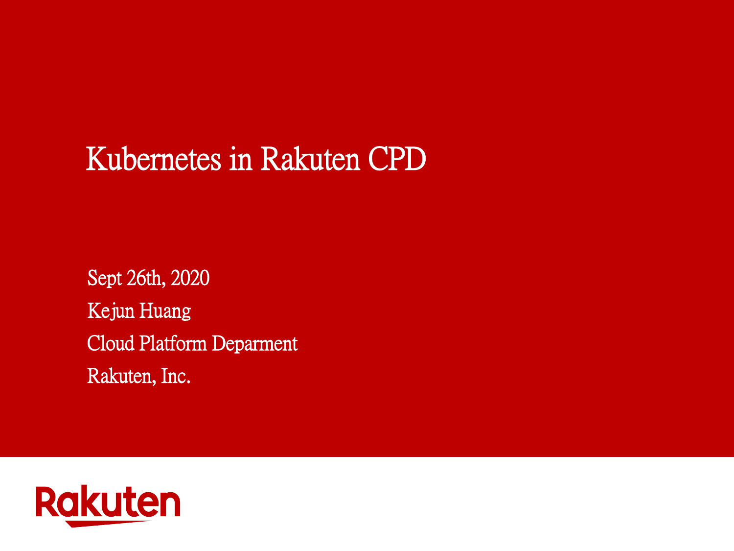# Kubernetes in Rakuten CPD

Sept 26th, 2020

Kejun Huang

Cloud Platform Deparment

Rakuten, Inc.

Rakuten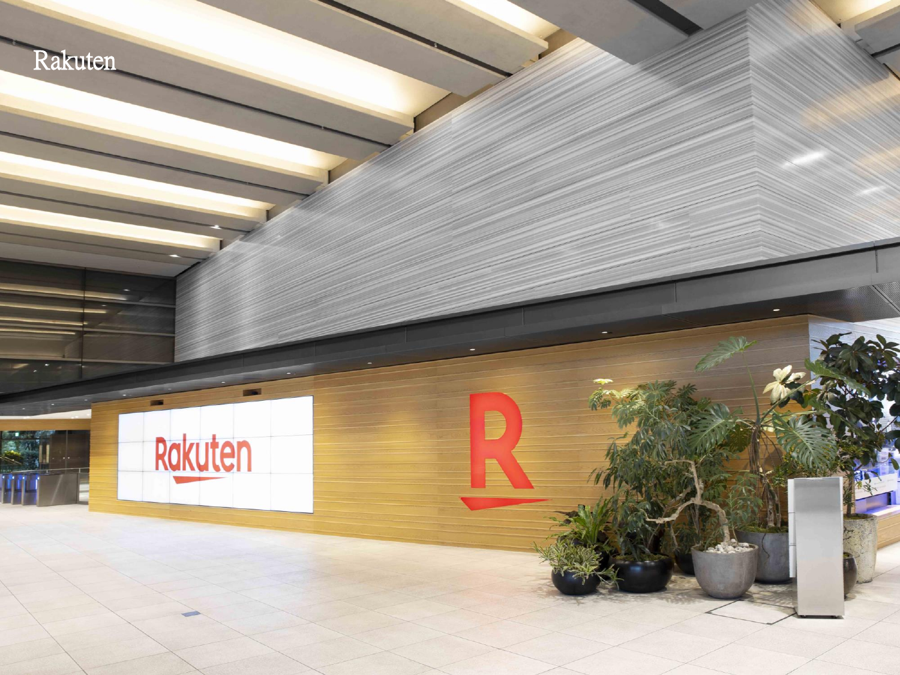Rakuten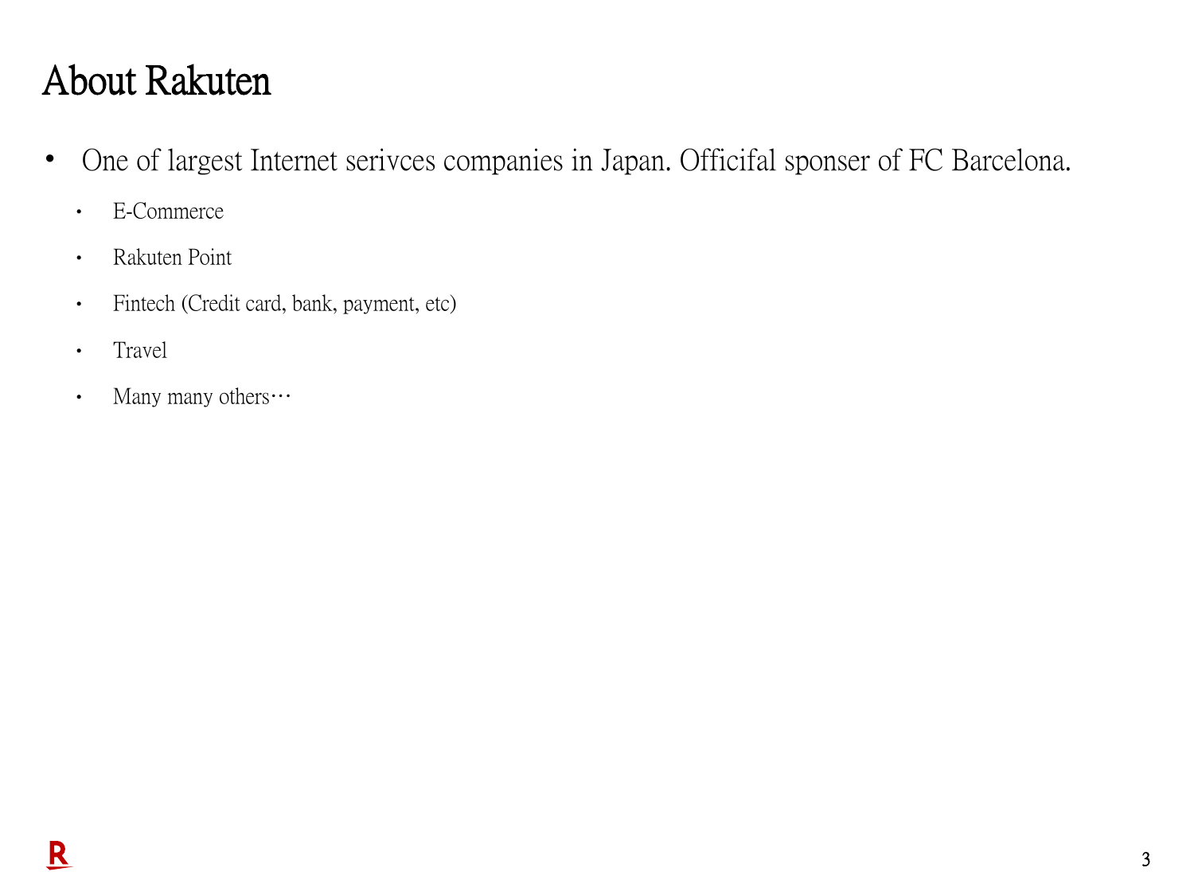# About Rakuten

- One of largest Internet serivces companies in Japan. Officifal sponser of FC Barcelona.
    - E-Commerce
    - Rakuten Point
    - Fintech (Credit card, bank, payment, etc)
    - Travel
    - Many many others…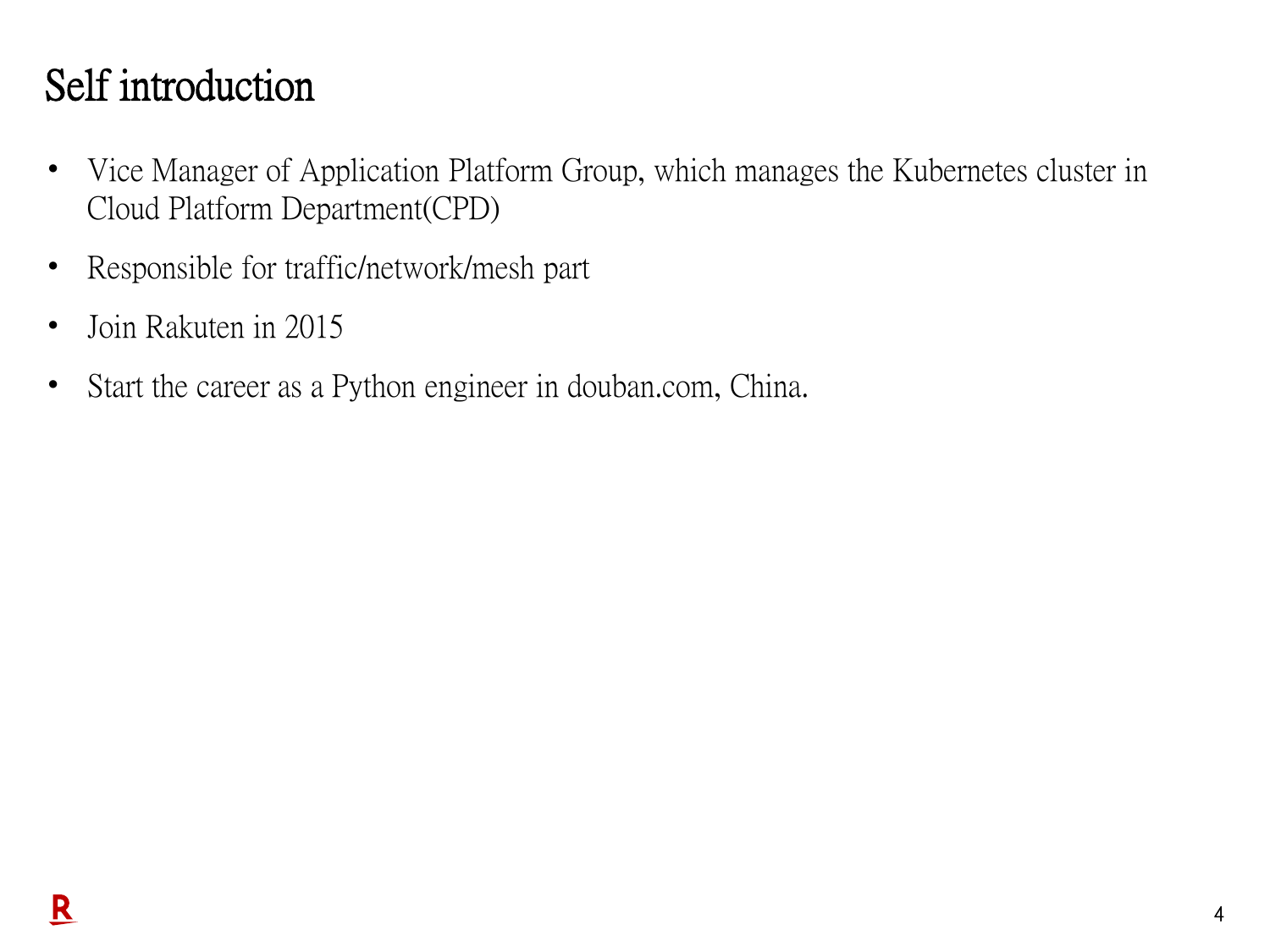# Self introduction

- Vice Manager of Application Platform Group, which manages the Kubernetes cluster in Cloud Platform Department(CPD)
- Responsible for traffic/network/mesh part
- Join Rakuten in 2015
- Start the career as a Python engineer in douban.com, China.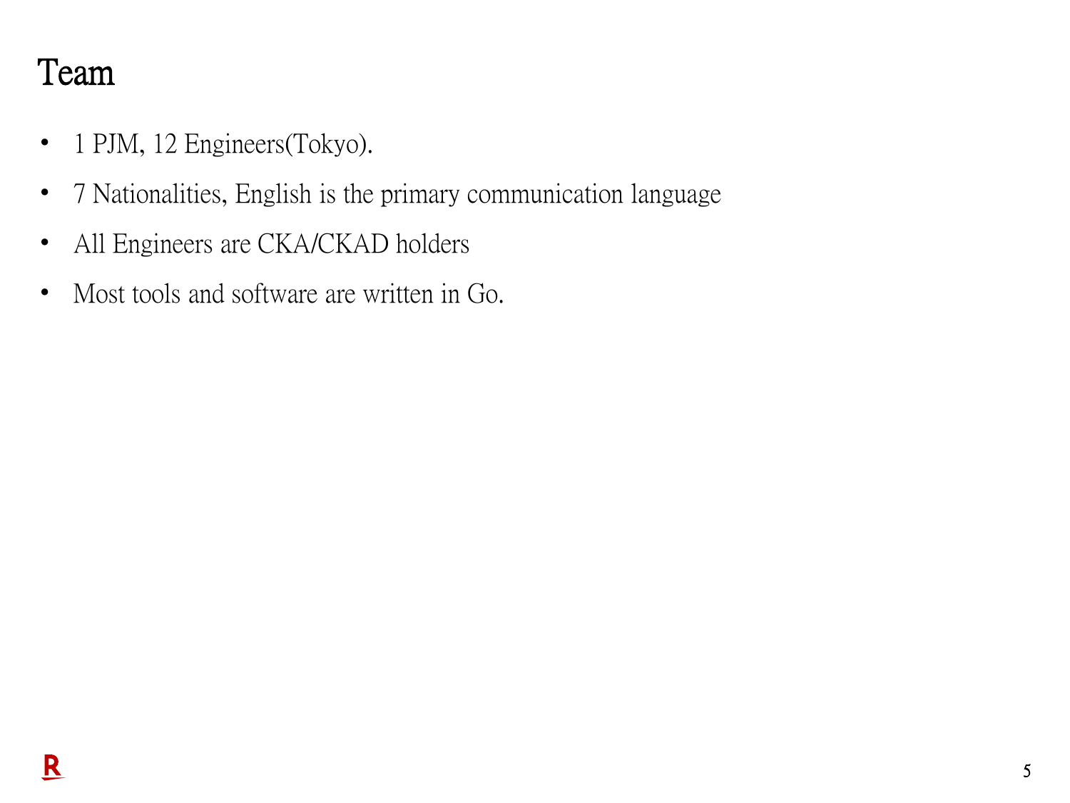# Team

- 1 PJM, 12 Engineers(Tokyo).
- 7 Nationalities, English is the primary communication language
- All Engineers are CKA/CKAD holders
- Most tools and software are written in Go.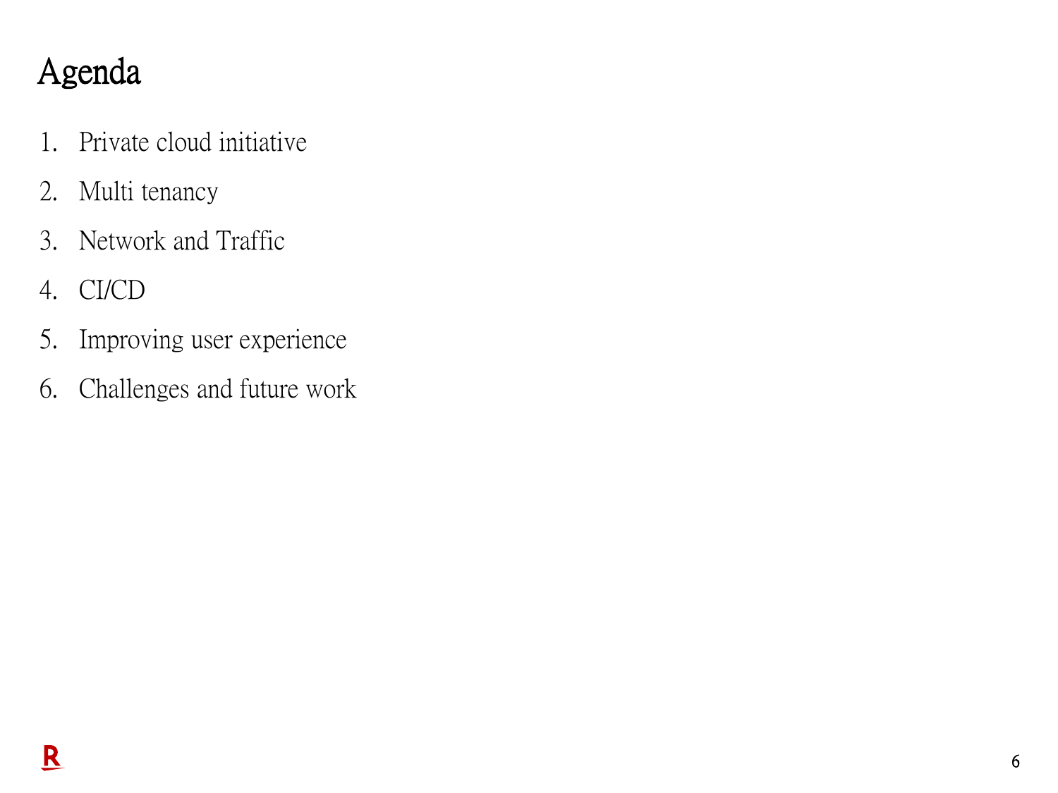# Agenda

1. Private cloud initiative
2. Multi tenancy
3. Network and Traffic
4. CI/CD
5. Improving user experience
6. Challenges and future work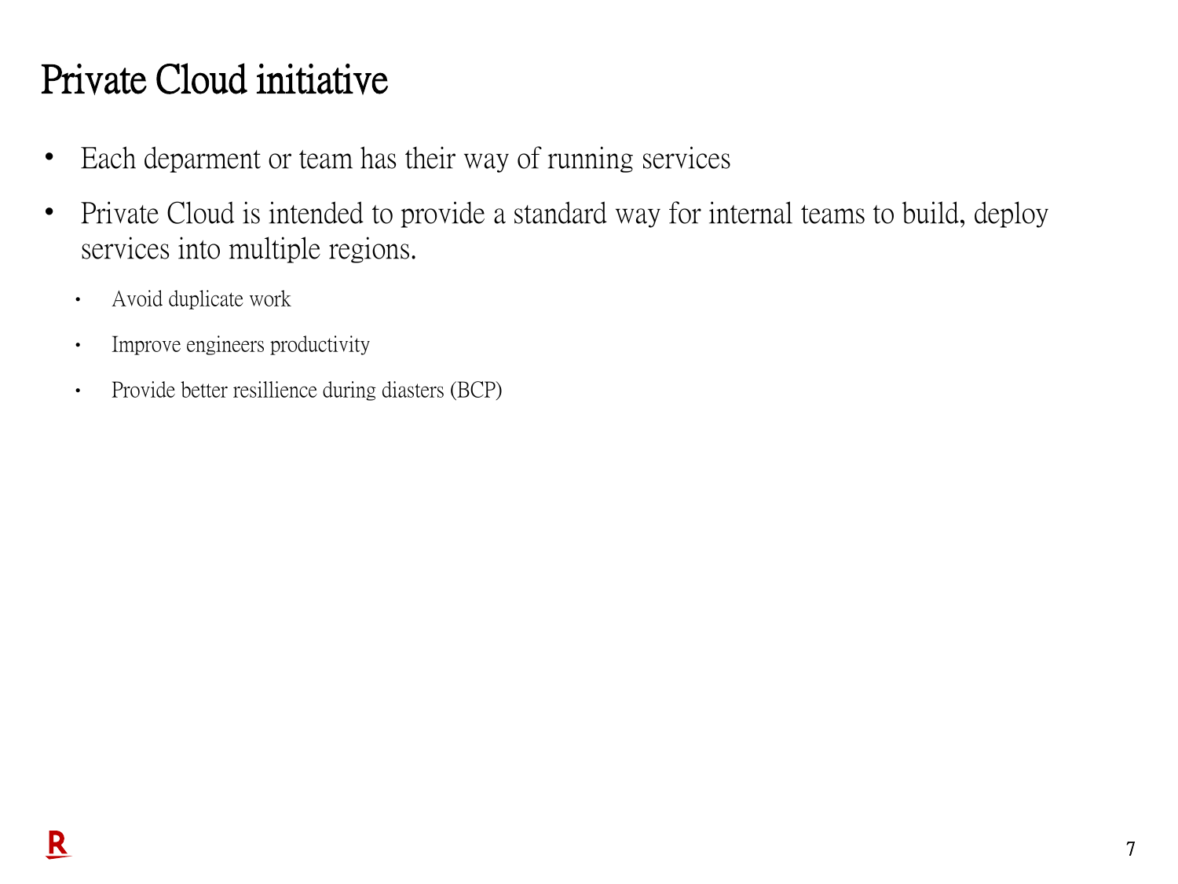# Private Cloud initiative

- Each deparment or team has their way of running services
- Private Cloud is intended to provide a standard way for internal teams to build, deploy services into multiple regions.
  - Avoid duplicate work
  - Improve engineers productivity
  - Provide better resillience during diasters (BCP)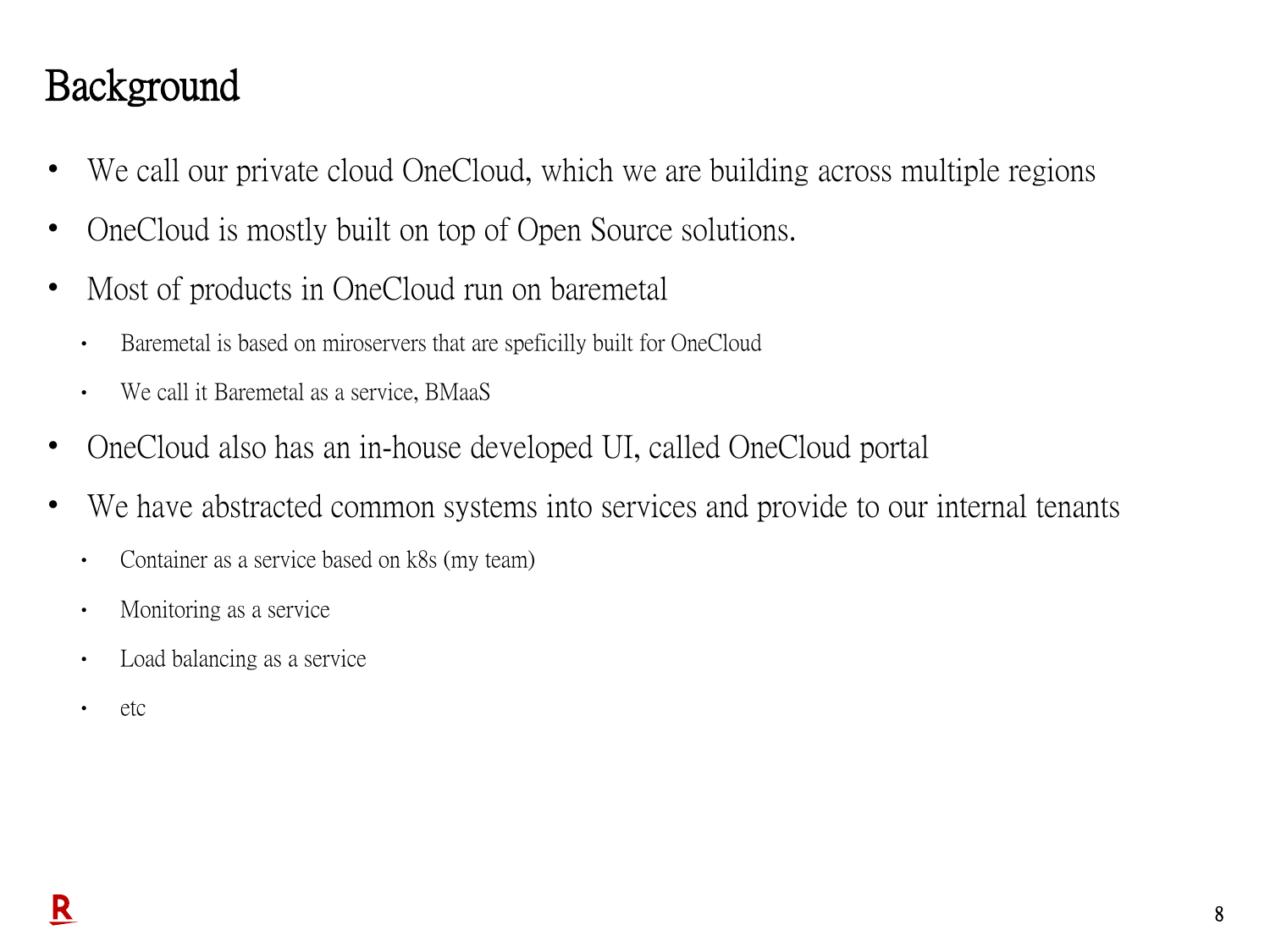# Background

- We call our private cloud OneCloud, which we are building across multiple regions
- OneCloud is mostly built on top of Open Source solutions.
- Most of products in OneCloud run on baremetal
  - Baremetal is based on miroservers that are speficilly built for OneCloud
  - We call it Baremetal as a service, BMaaS
- OneCloud also has an in-house developed UI, called OneCloud portal
- We have abstracted common systems into services and provide to our internal tenants
  - Container as a service based on k8s (my team)
  - Monitoring as a service
  - Load balancing as a service
  - etc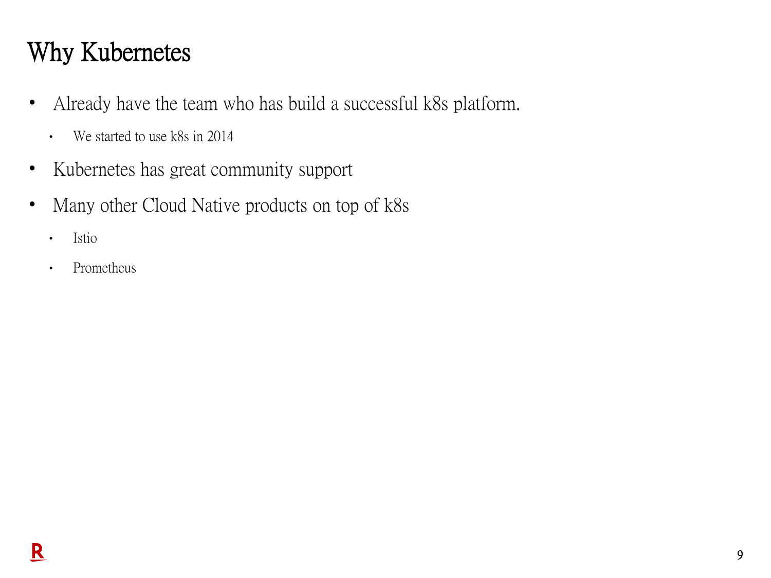# Why Kubernetes

- Already have the team who has build a successful k8s platform.
  - We started to use k8s in 2014
- Kubernetes has great community support
- Many other Cloud Native products on top of k8s
  - Istio
  - Prometheus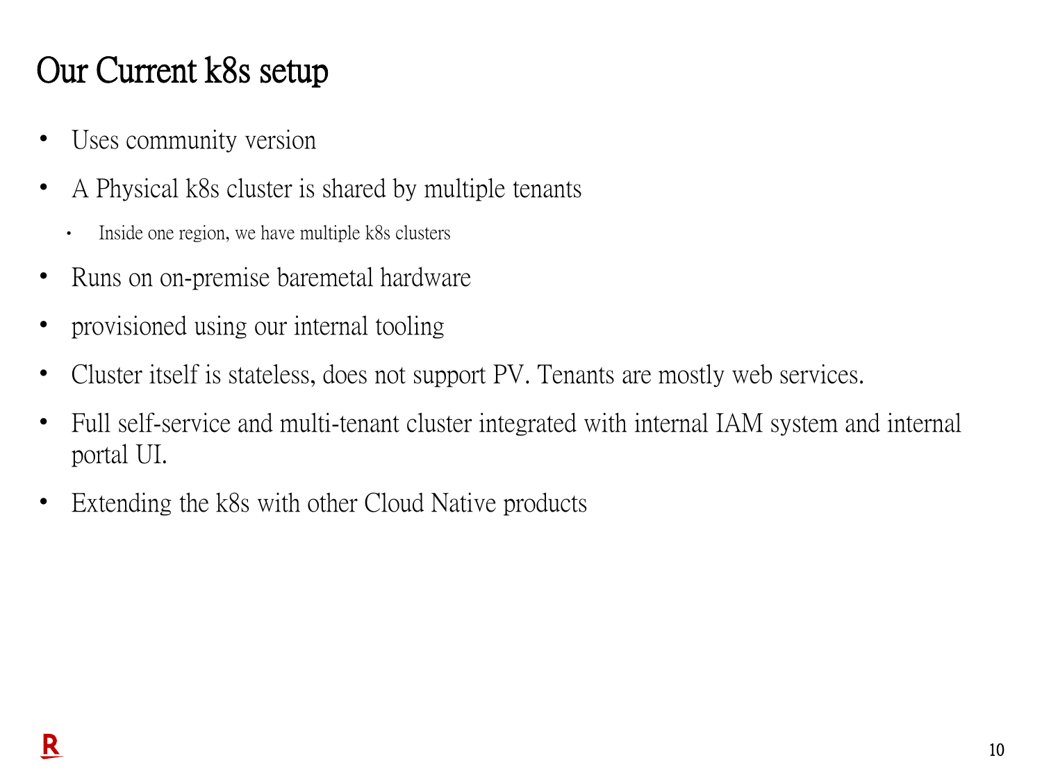# Our Current k8s setup

- Uses community version
- A Physical k8s cluster is shared by multiple tenants
  - Inside one region, we have multiple k8s clusters
- Runs on on-premise baremetal hardware
- provisioned using our internal tooling
- Cluster itself is stateless, does not support PV. Tenants are mostly web services.
- Full self-service and multi-tenant cluster integrated with internal IAM system and internal portal UI.
- Extending the k8s with other Cloud Native products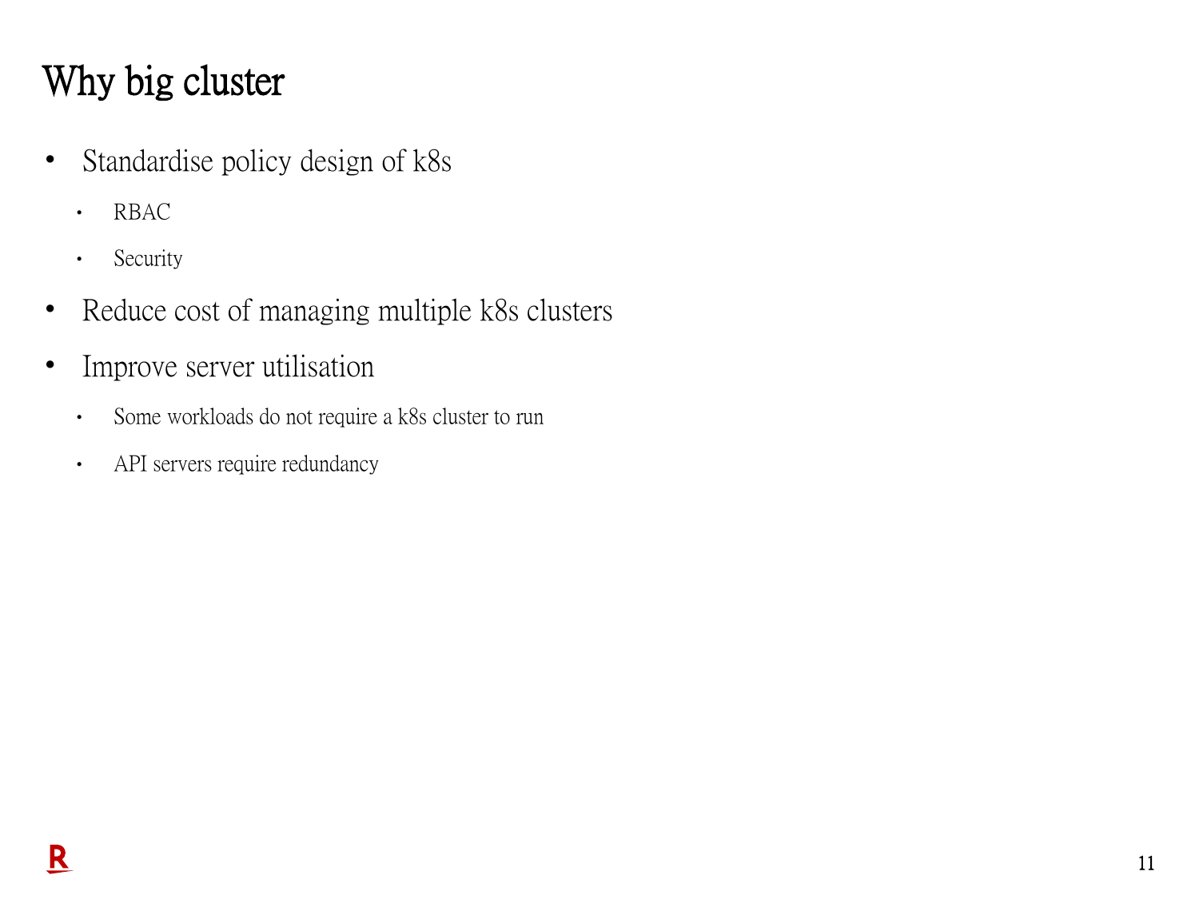# Why big cluster

- Standardise policy design of k8s
  - RBAC
  - Security
- Reduce cost of managing multiple k8s clusters
- Improve server utilisation
  - Some workloads do not require a k8s cluster to run
  - API servers require redundancy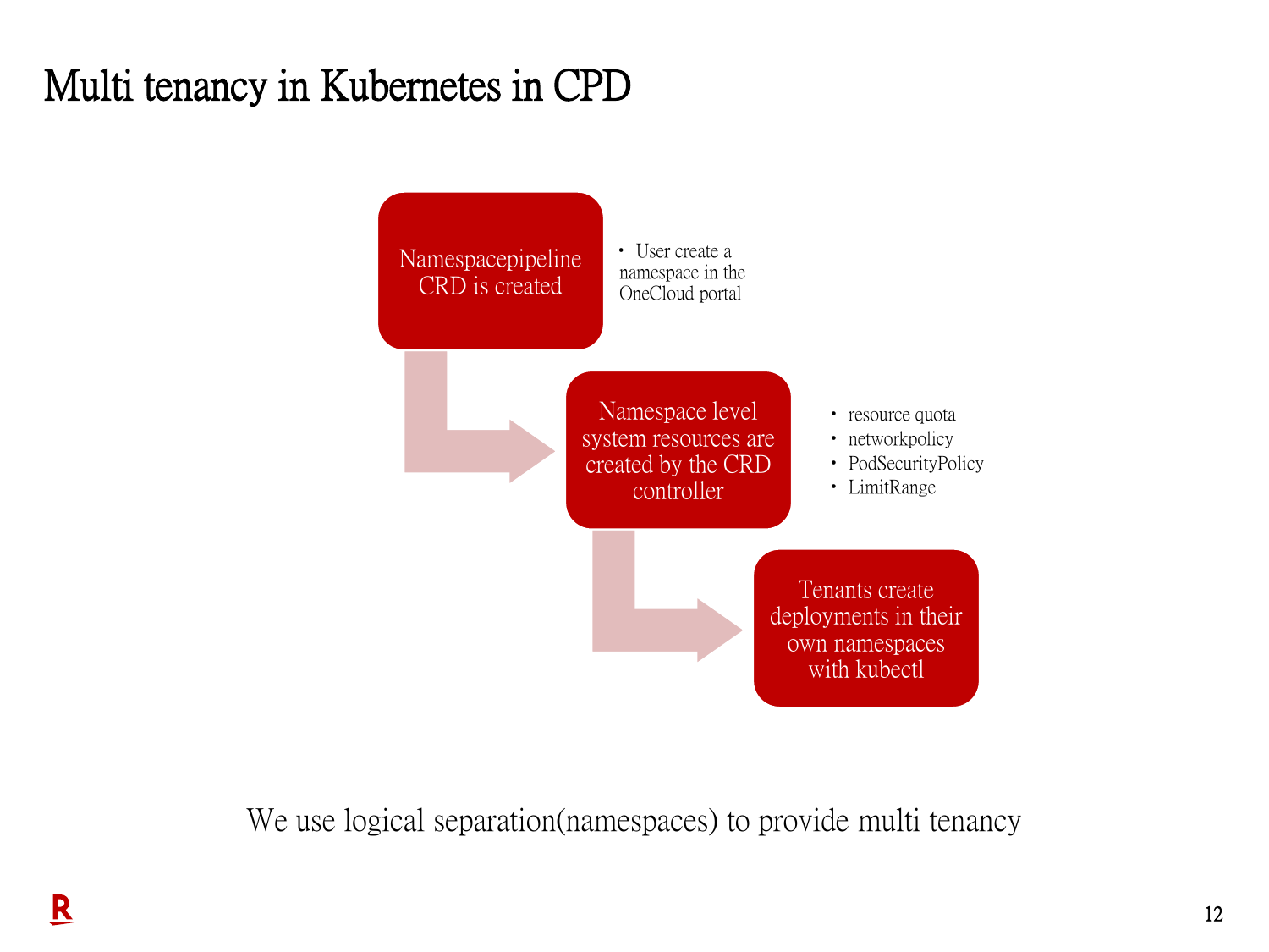# Multi tenancy in Kubernetes in CPD

Namespacepipeline CRD is created

- User create a namespace in the OneCloud portal

Namespace level system resources are created by the CRD controller

- resource quota
- networkpolicy
- PodSecurityPolicy
- LimitRange

Tenants create deployments in their own namespaces with kubectl

We use logical separation(namespaces) to provide multi tenancy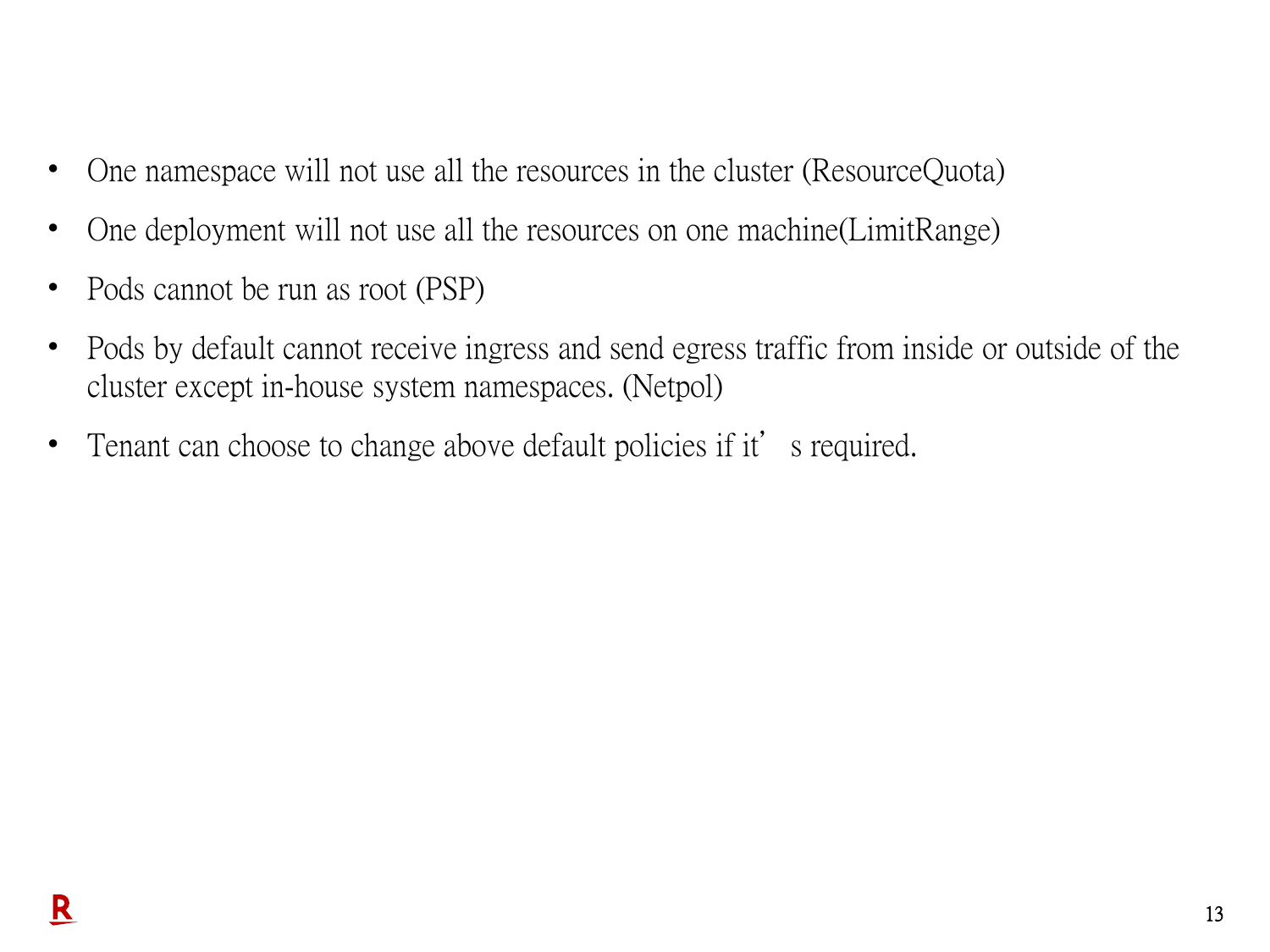- One namespace will not use all the resources in the cluster (ResourceQuota)
- One deployment will not use all the resources on one machine(LimitRange)
- Pods cannot be run as root (PSP)
- Pods by default cannot receive ingress and send egress traffic from inside or outside of the cluster except in-house system namespaces. (Netpol)
- Tenant can choose to change above default policies if it’s required.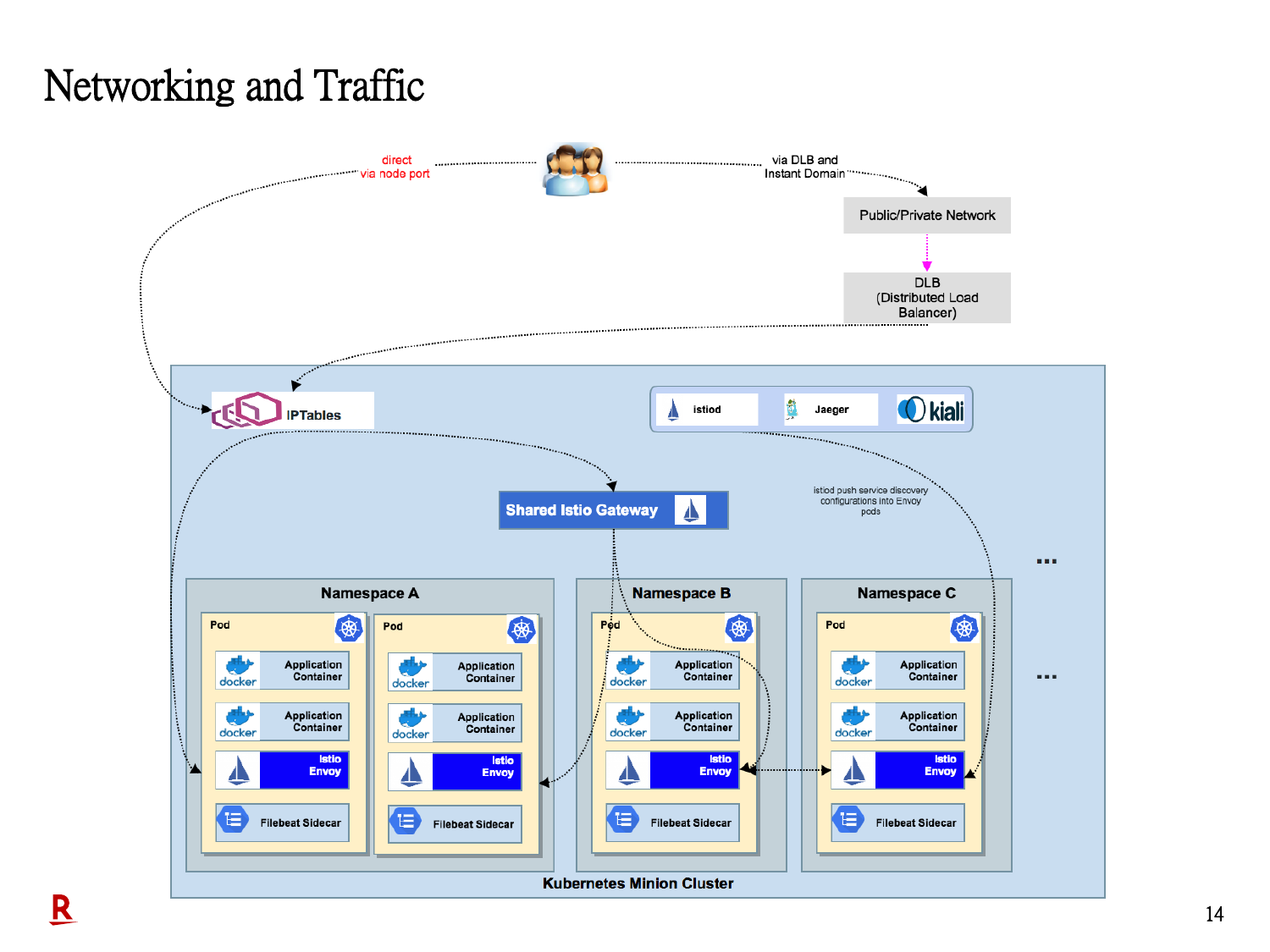# Networking and Traffic

direct via node port

via DLB and Instant Domain

Public/Private Network

DLB (Distributed Load Balancer)

IPTables

istiod

Jaeger

kiali

Shared Istio Gateway

istiod push service discovery configurations into Envoy pods

...

...

Namespace A

Pod

Application Container

Application Container

Istio Envoy

Filebeat Sidecar

Pod

Application Container

Application Container

Istio Envoy

Filebeat Sidecar

Namespace B

Pod

Application Container

Application Container

Istio Envoy

Filebeat Sidecar

Namespace C

Pod

Application Container

Application Container

Istio Envoy

Filebeat Sidecar

Kubernetes Minion Cluster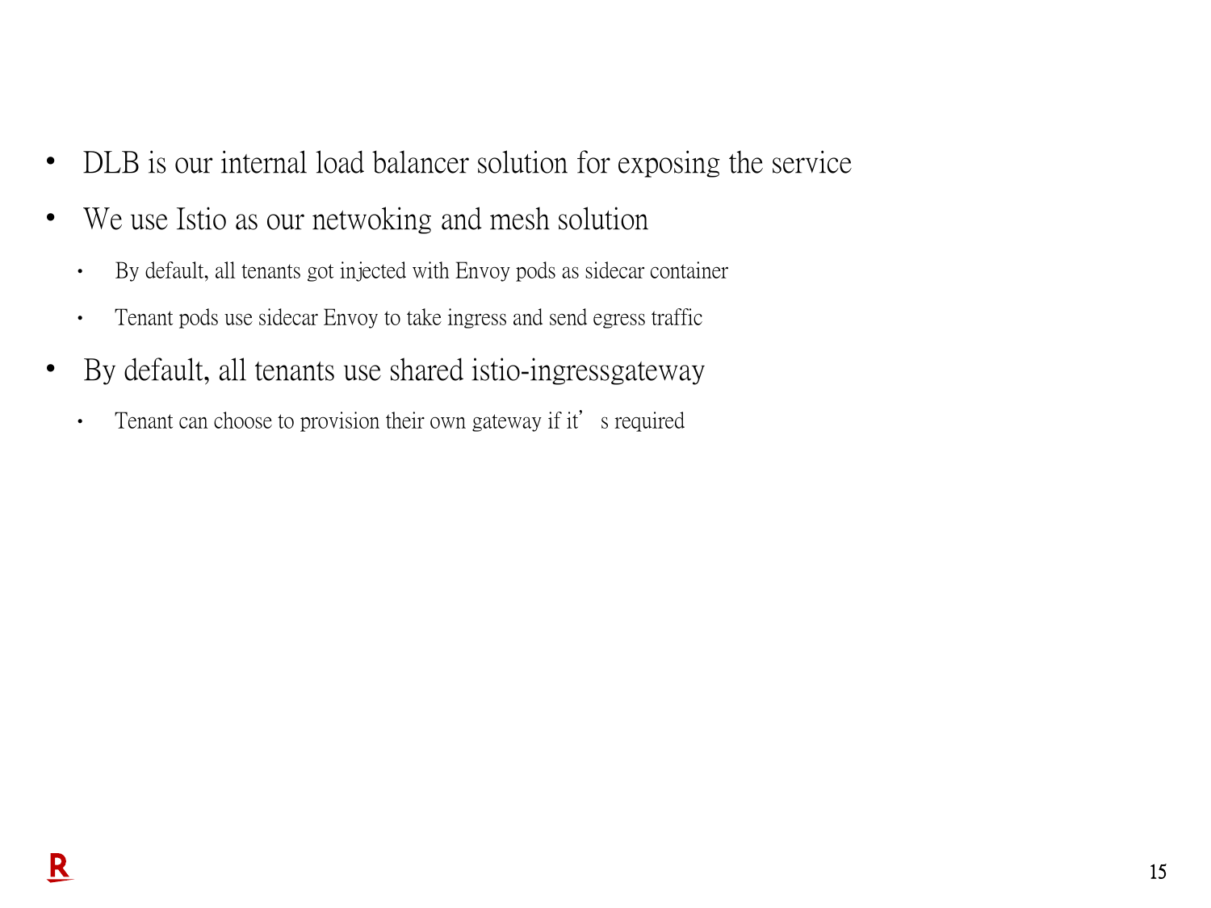- DLB is our internal load balancer solution for exposing the service
- We use Istio as our netwoking and mesh solution
  - By default, all tenants got injected with Envoy pods as sidecar container
  - Tenant pods use sidecar Envoy to take ingress and send egress traffic
- By default, all tenants use shared istio-ingressgateway
  - Tenant can choose to provision their own gateway if it’s required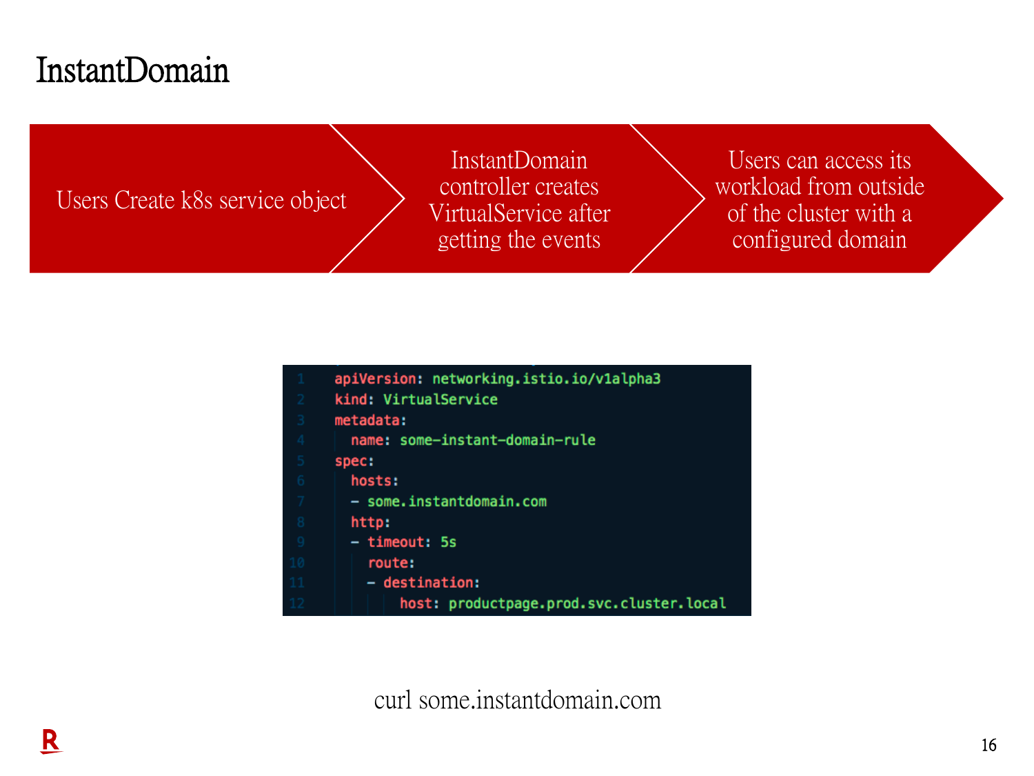# InstantDomain

1. Users Create k8s service object
2. InstantDomain controller creates VirtualService after getting the events
3. Users can access its workload from outside of the cluster with a configured domain

```yaml
apiVersion: networking.istio.io/v1alpha3
kind: VirtualService
metadata:
  name: some-instant-domain-rule
spec:
  hosts:
  - some.instantdomain.com
  http:
  - timeout: 5s
    route:
    - destination:
        host: productpage.prod.svc.cluster.local
```

curl some.instantdomain.com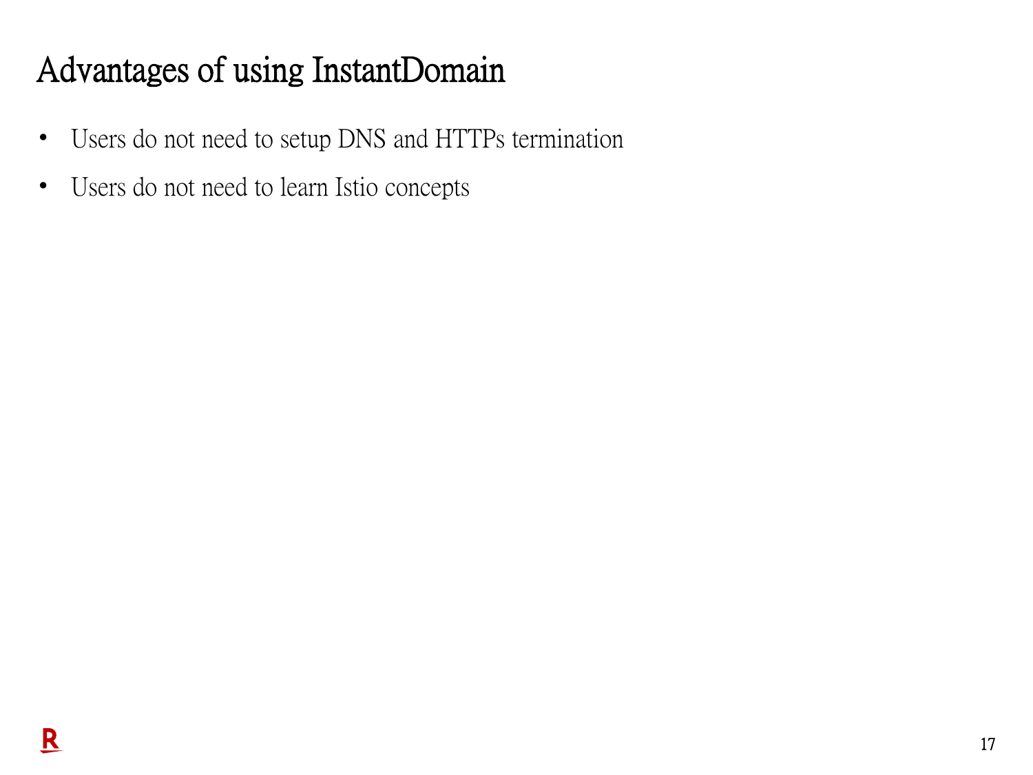# Advantages of using InstantDomain

- Users do not need to setup DNS and HTTPs termination
- Users do not need to learn Istio concepts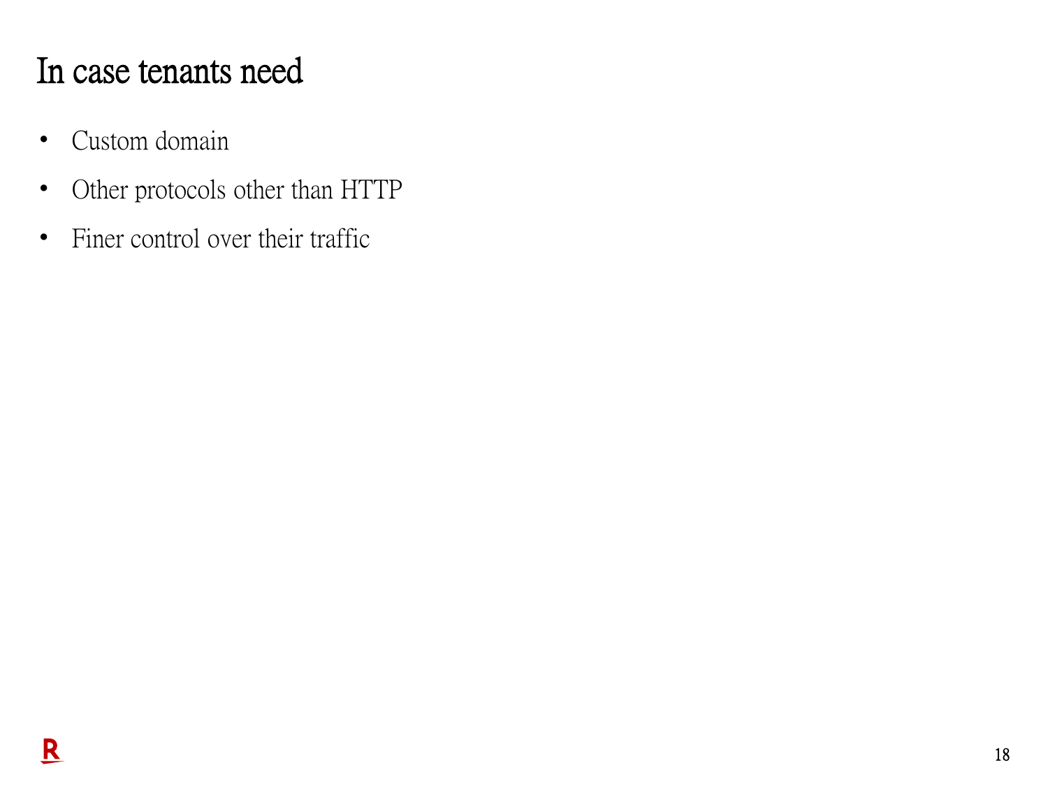# In case tenants need

- Custom domain
- Other protocols other than HTTP
- Finer control over their traffic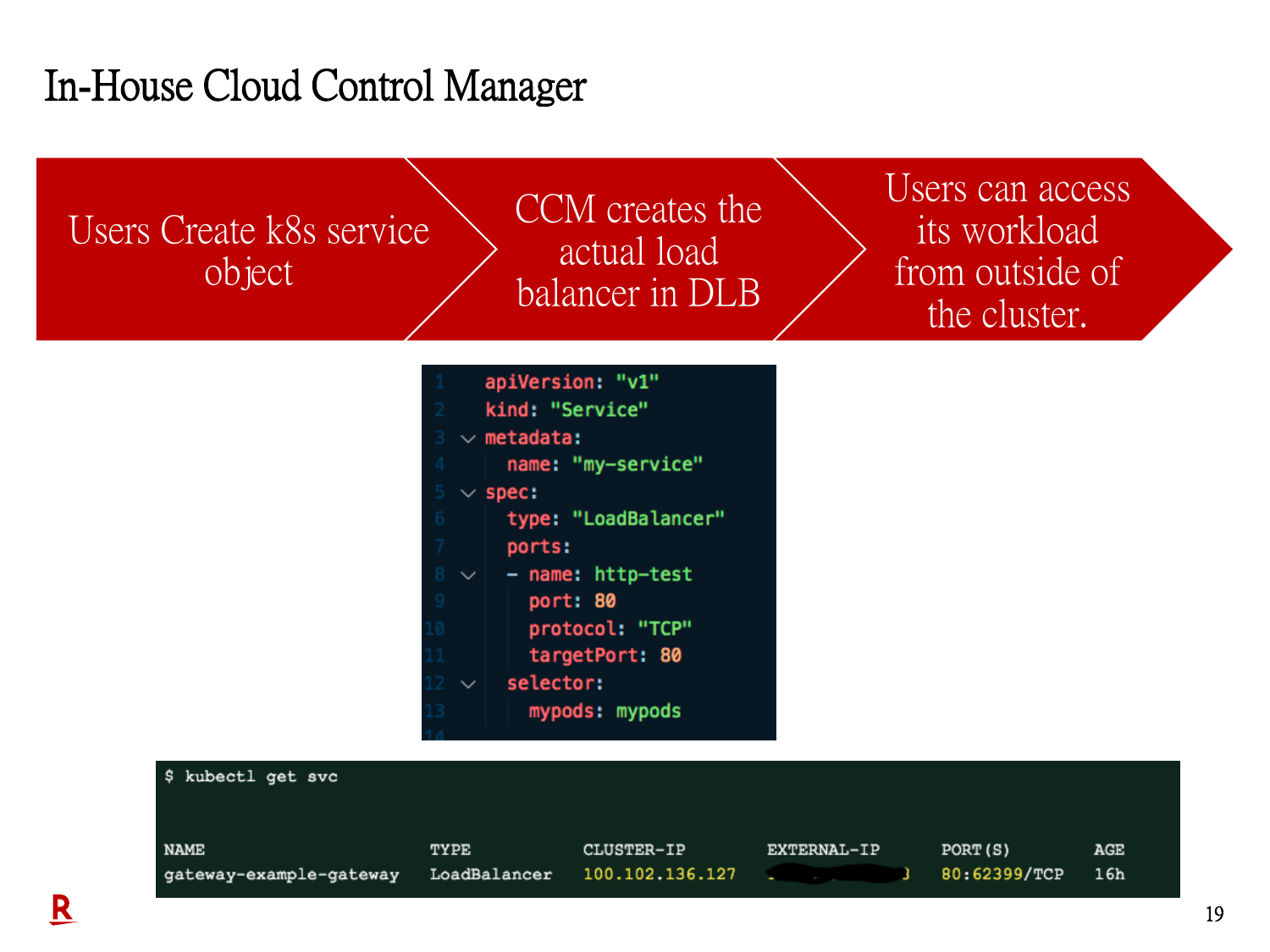# In-House Cloud Control Manager

1. Users Create k8s service object
2. CCM creates the actual load balancer in DLB
3. Users can access its workload from outside of the cluster.

```yaml
apiVersion: "v1"
kind: "Service"
metadata:
  name: "my-service"
spec:
  type: "LoadBalancer"
  ports:
  - name: http-test
    port: 80
    protocol: "TCP"
    targetPort: 80
  selector:
    mypods: mypods
```

```
$ kubectl get svc

NAME                       TYPE           CLUSTER-IP        EXTERNAL-IP   PORT(S)         AGE
gateway-example-gateway    LoadBalancer   100.102.136.127   [redacted]    80:62399/TCP    16h
```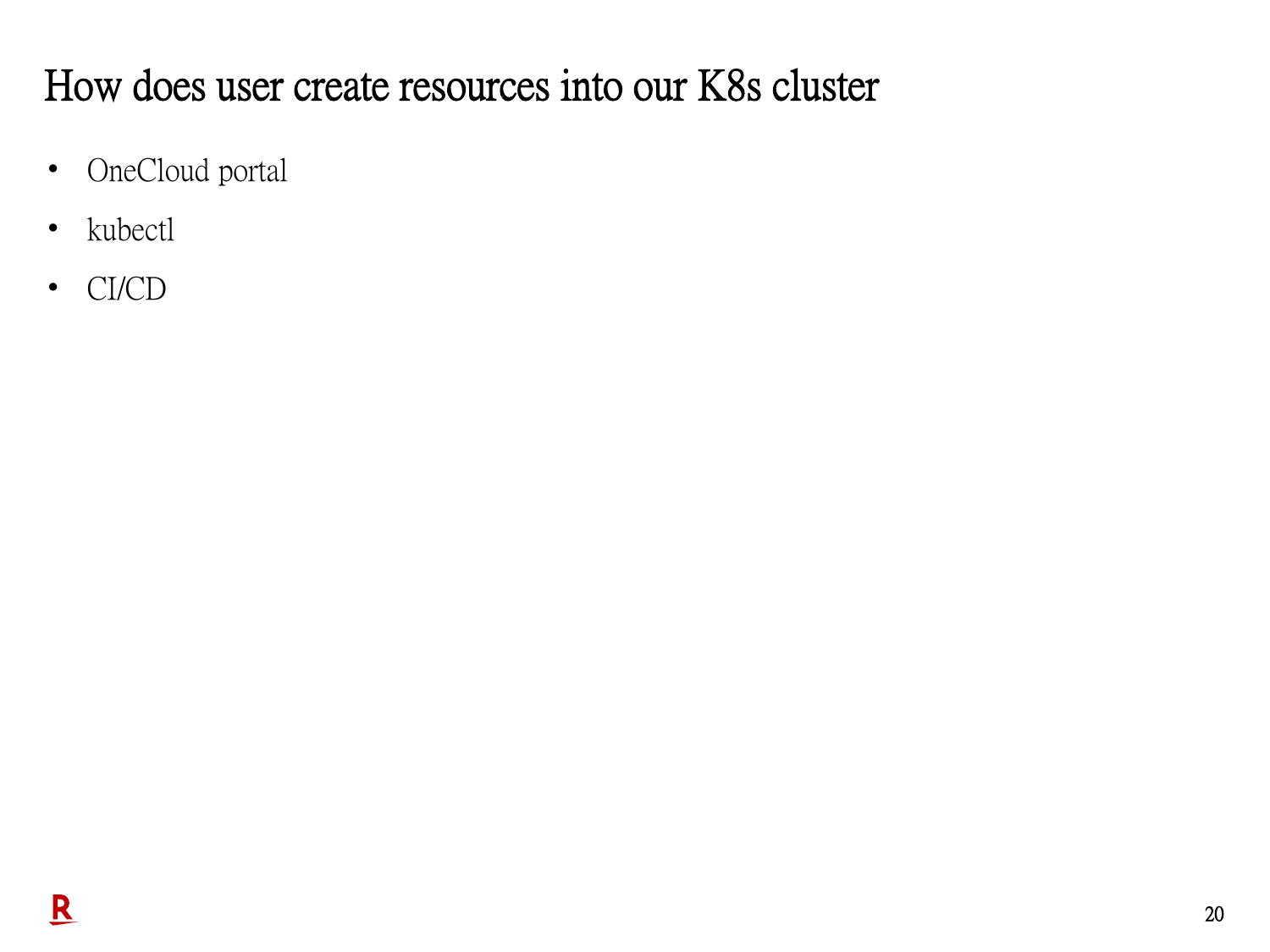# How does user create resources into our K8s cluster

- OneCloud portal
- kubectl
- CI/CD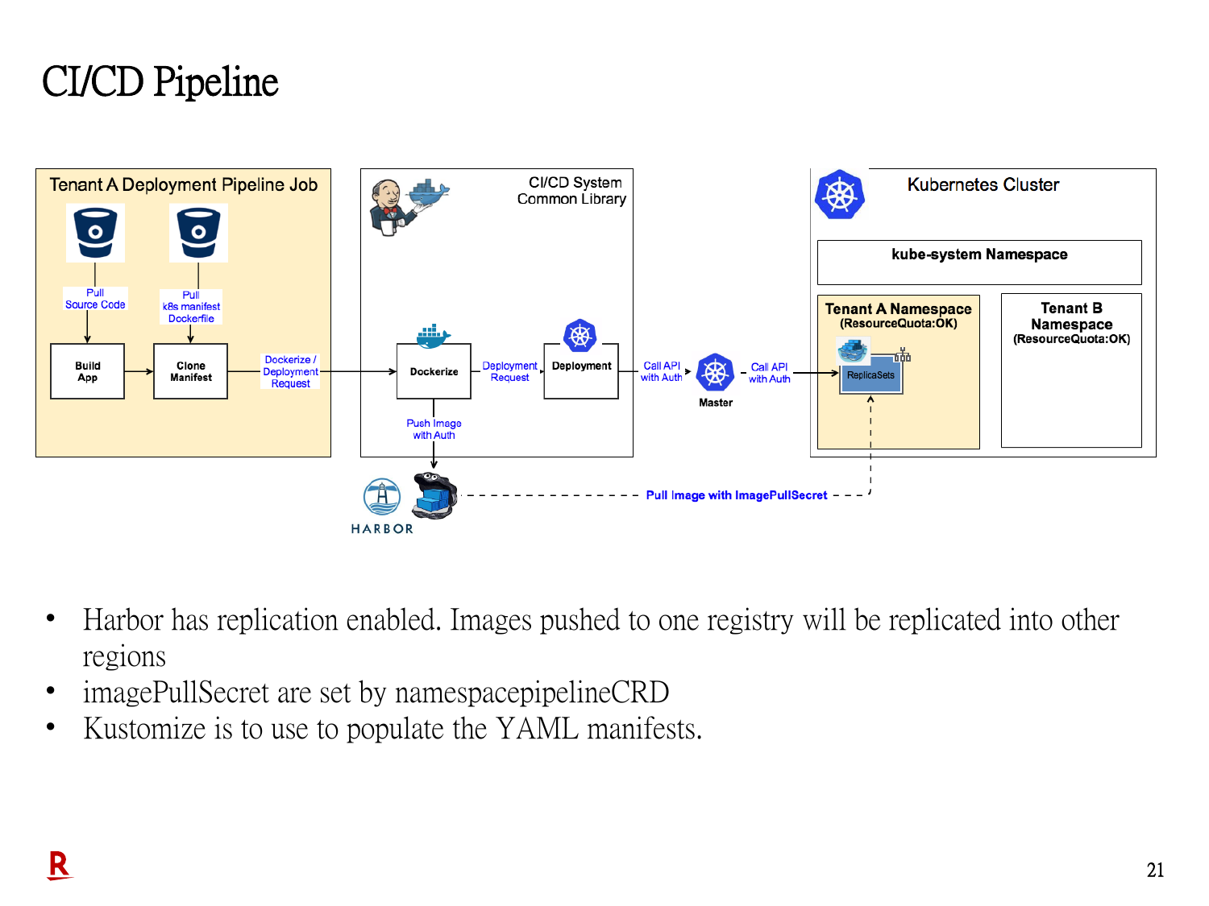# CI/CD Pipeline

Tenant A Deployment Pipeline Job

Pull Source Code

Pull k8s manifest Dockerfile

Build App

Clone Manifest

Dockerize / Deployment Request

CI/CD System Common Library

Dockerize

Deployment Request

Deployment

Push Image with Auth

HARBOR

Call API with Auth

Master

Call API with Auth

Kubernetes Cluster

kube-system Namespace

Tenant A Namespace (ResourceQuota:OK)

ReplicaSets

Tenant B Namespace (ResourceQuota:OK)

Pull Image with ImagePullSecret

- Harbor has replication enabled. Images pushed to one registry will be replicated into other regions
- imagePullSecret are set by namespacepipelineCRD
- Kustomize is to use to populate the YAML manifests.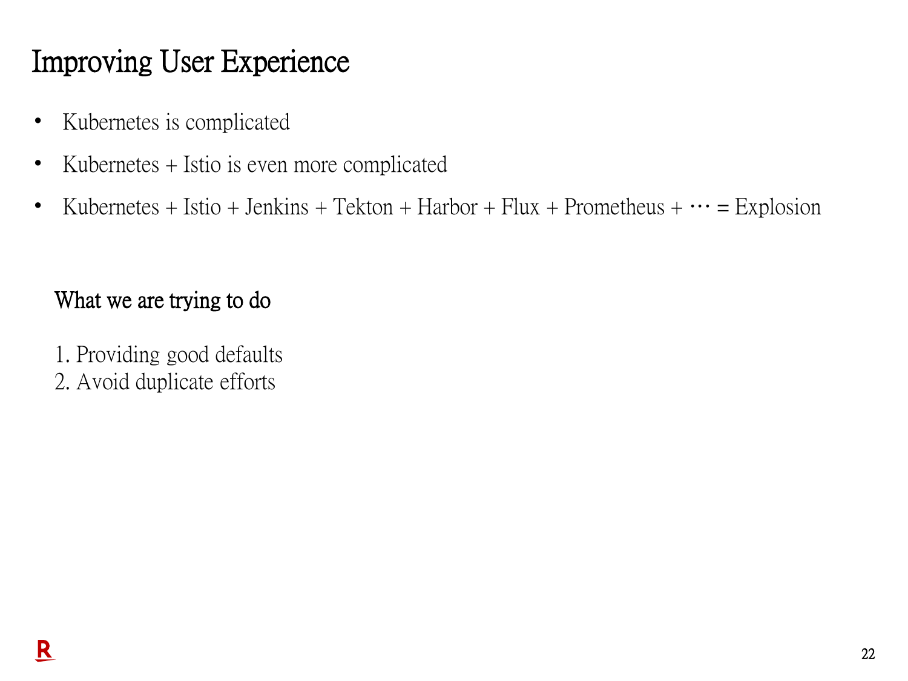# Improving User Experience

- Kubernetes is complicated
- Kubernetes + Istio is even more complicated
- Kubernetes + Istio + Jenkins + Tekton + Harbor + Flux + Prometheus + … = Explosion

## What we are trying to do

1. Providing good defaults
2. Avoid duplicate efforts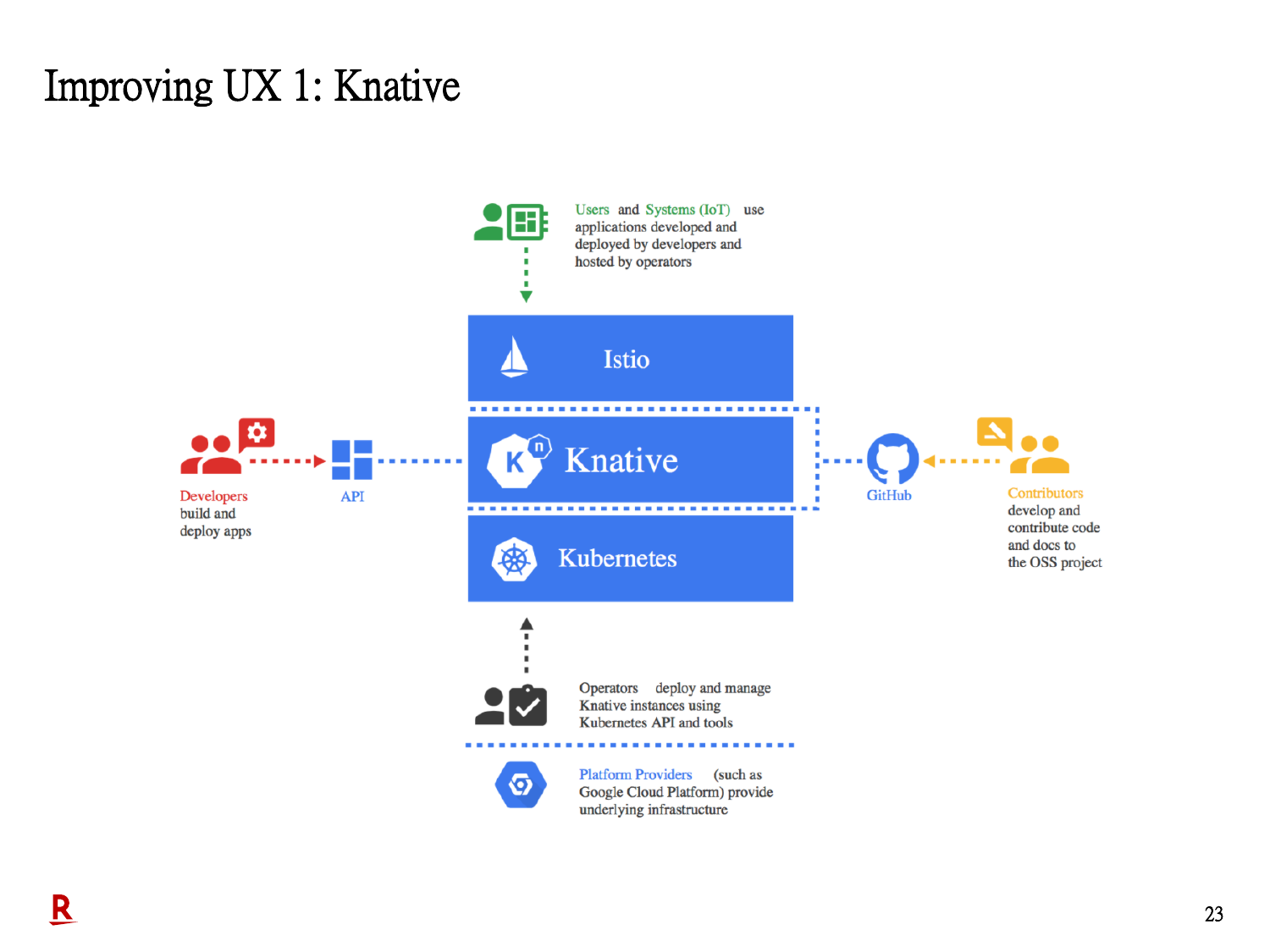# Improving UX 1: Knative

Users and Systems (IoT) use applications developed and deployed by developers and hosted by operators

Istio

Knative

Kubernetes

Developers build and deploy apps

API

GitHub

Contributors develop and contribute code and docs to the OSS project

Operators deploy and manage Knative instances using Kubernetes API and tools

Platform Providers (such as Google Cloud Platform) provide underlying infrastructure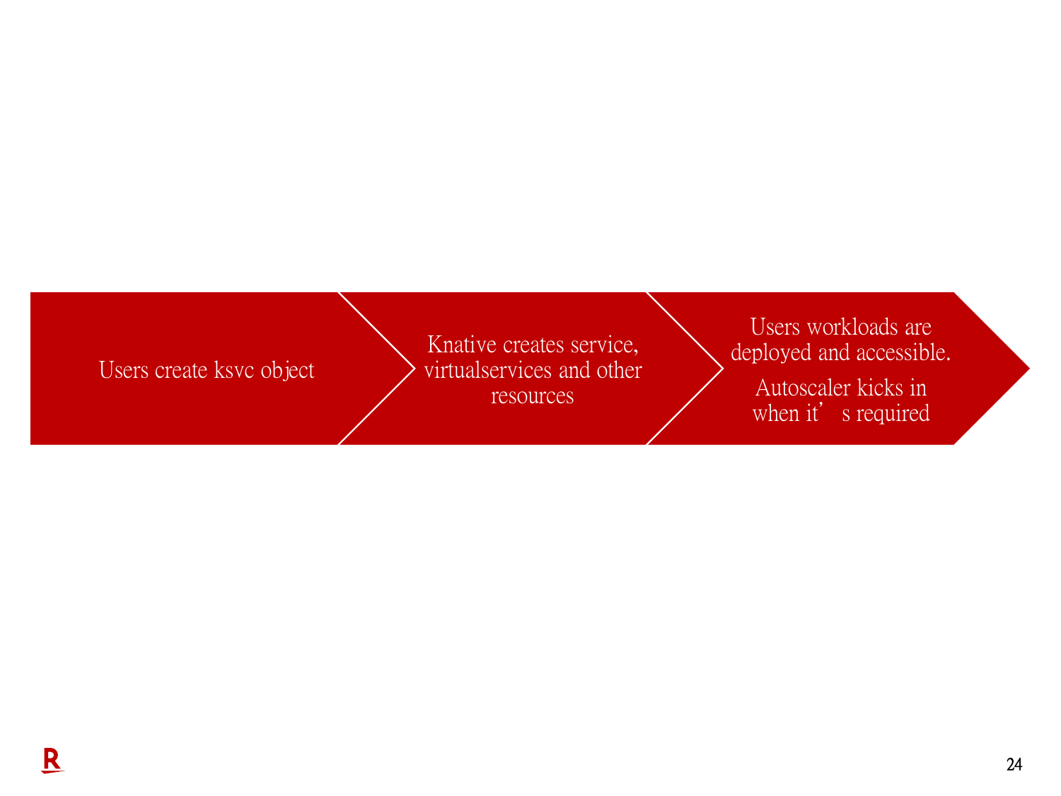Users create ksvc object → Knative creates service, virtualservices and other resources → Users workloads are deployed and accessible.

Autoscaler kicks in when it's required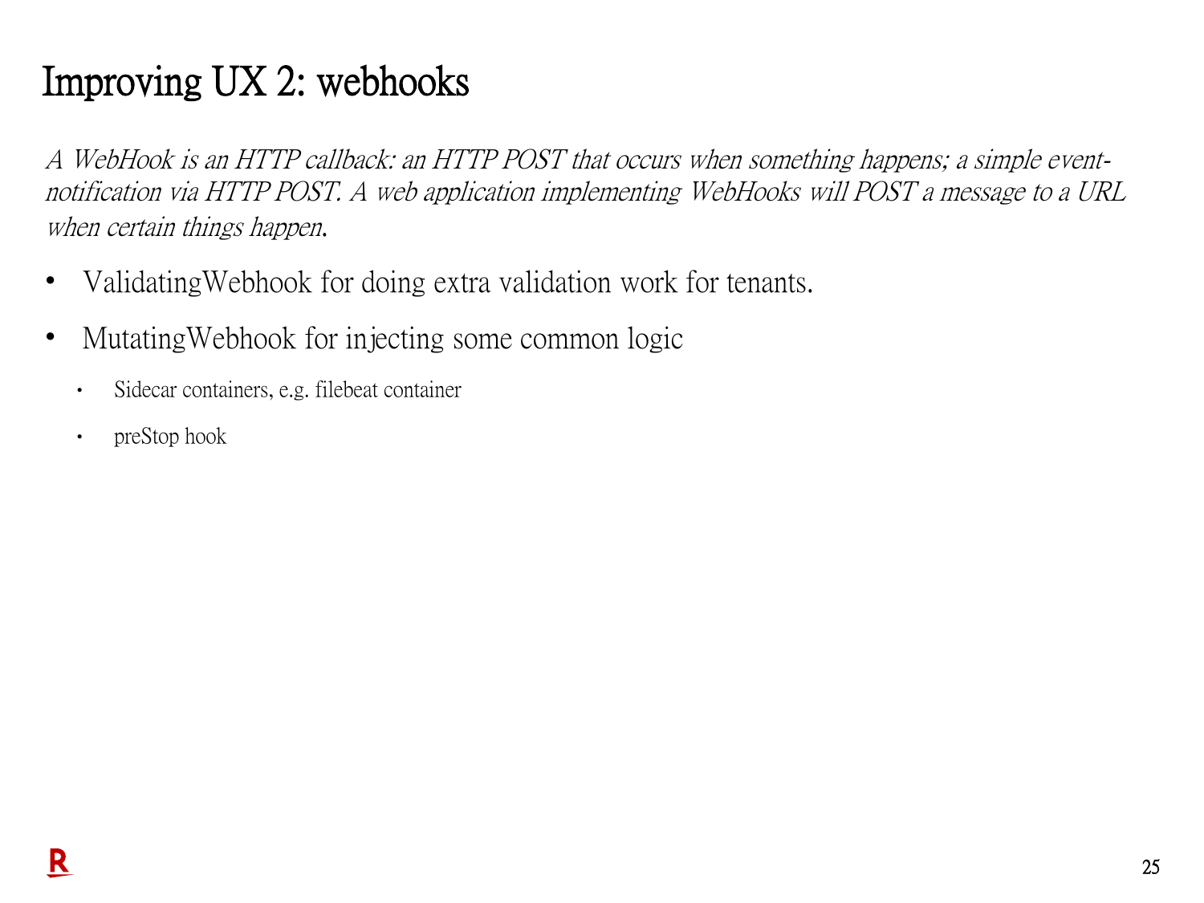# Improving UX 2: webhooks

*A WebHook is an HTTP callback: an HTTP POST that occurs when something happens; a simple event-notification via HTTP POST. A web application implementing WebHooks will POST a message to a URL when certain things happen.*

- ValidatingWebhook for doing extra validation work for tenants.
- MutatingWebhook for injecting some common logic
  - Sidecar containers, e.g. filebeat container
  - preStop hook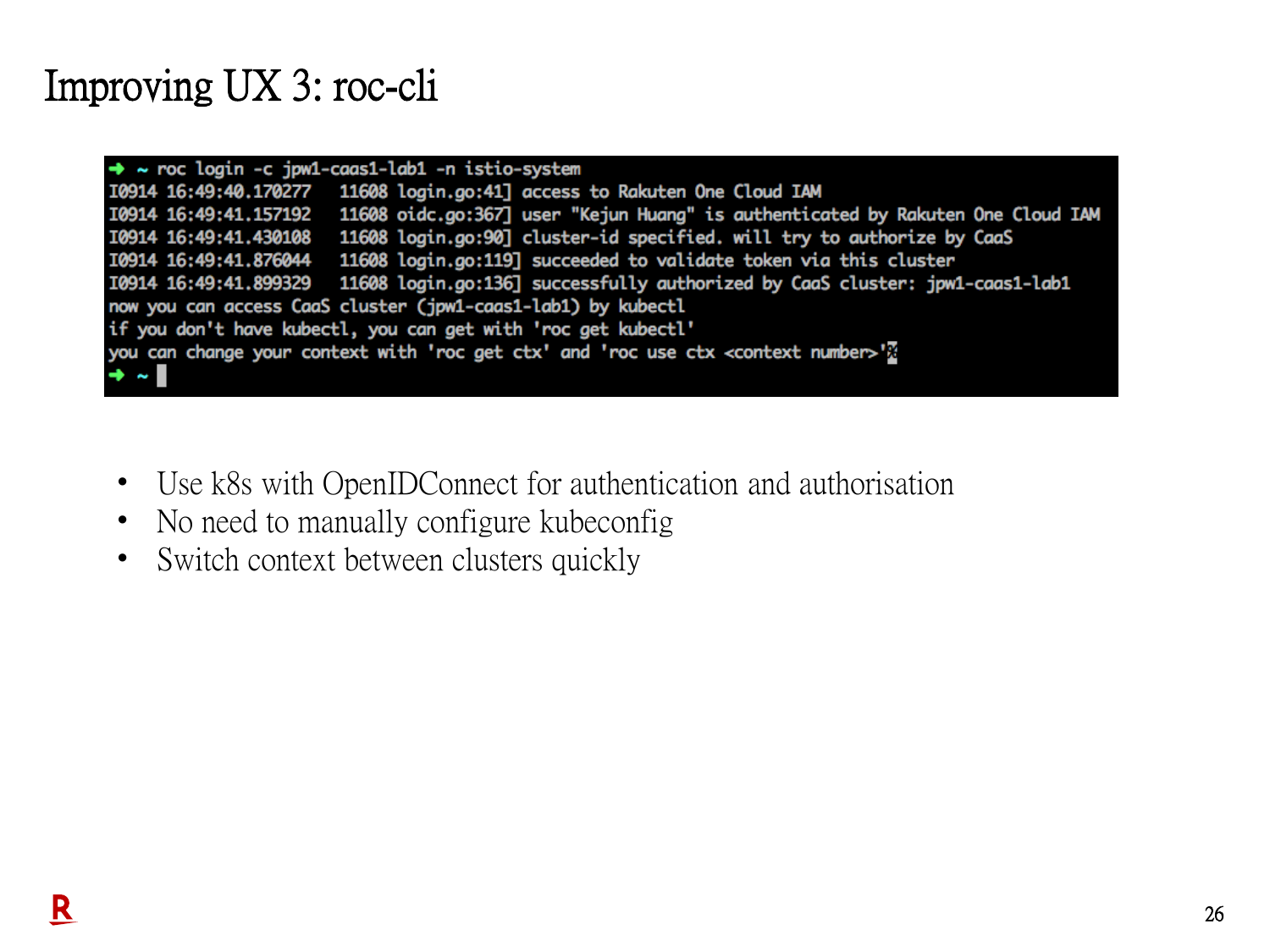# Improving UX 3: roc-cli

```
➜ ~ roc login -c jpw1-caas1-lab1 -n istio-system
I0914 16:49:40.170277   11608 login.go:41] access to Rakuten One Cloud IAM
I0914 16:49:41.157192   11608 oidc.go:367] user "Kejun Huang" is authenticated by Rakuten One Cloud IAM
I0914 16:49:41.430108   11608 login.go:90] cluster-id specified. will try to authorize by CaaS
I0914 16:49:41.876044   11608 login.go:119] succeeded to validate token via this cluster
I0914 16:49:41.899329   11608 login.go:136] successfully authorized by CaaS cluster: jpw1-caas1-lab1
now you can access CaaS cluster (jpw1-caas1-lab1) by kubectl
if you don't have kubectl, you can get with 'roc get kubectl'
you can change your context with 'roc get ctx' and 'roc use ctx <context number>'%
➜ ~
```

- Use k8s with OpenIDConnect for authentication and authorisation
- No need to manually configure kubeconfig
- Switch context between clusters quickly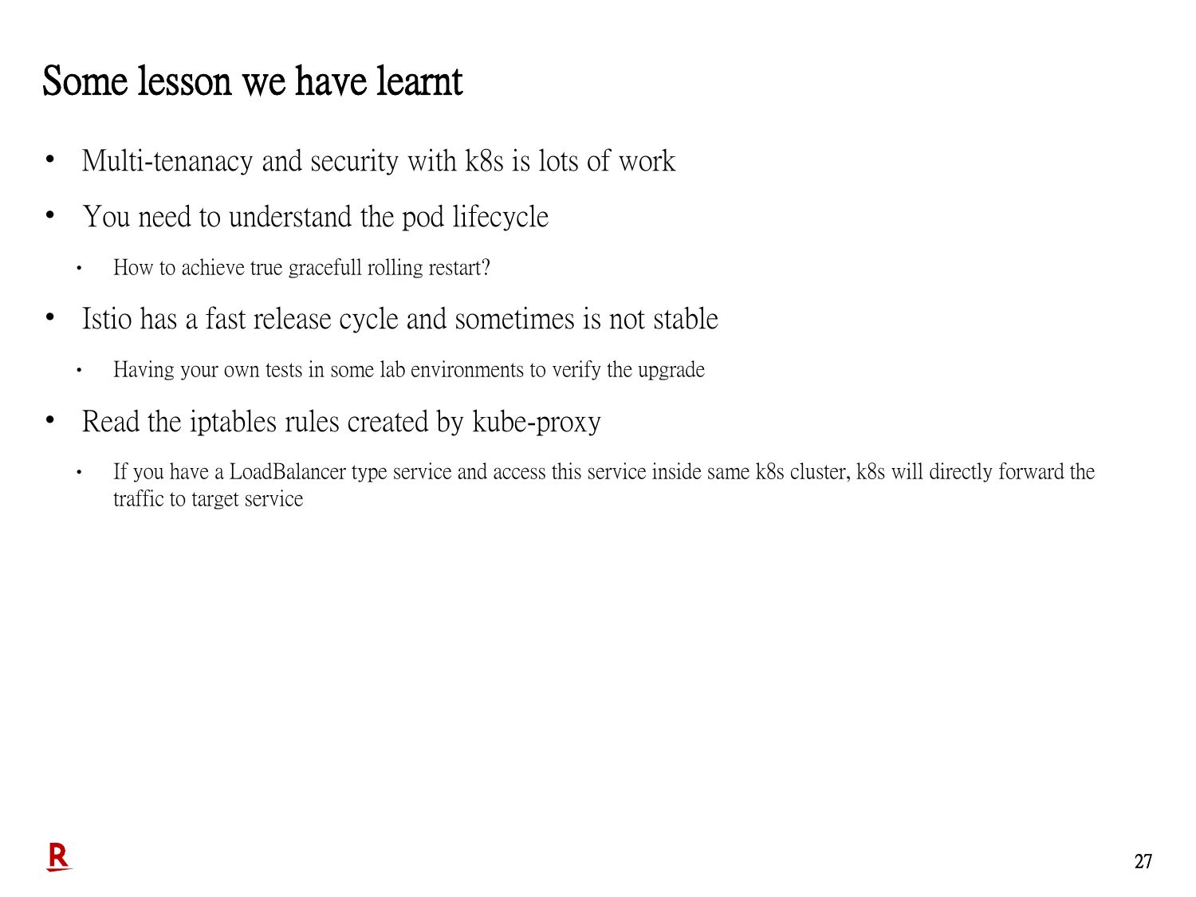# Some lesson we have learnt

- Multi-tenanacy and security with k8s is lots of work
- You need to understand the pod lifecycle
  - How to achieve true gracefull rolling restart?
- Istio has a fast release cycle and sometimes is not stable
  - Having your own tests in some lab environments to verify the upgrade
- Read the iptables rules created by kube-proxy
  - If you have a LoadBalancer type service and access this service inside same k8s cluster, k8s will directly forward the traffic to target service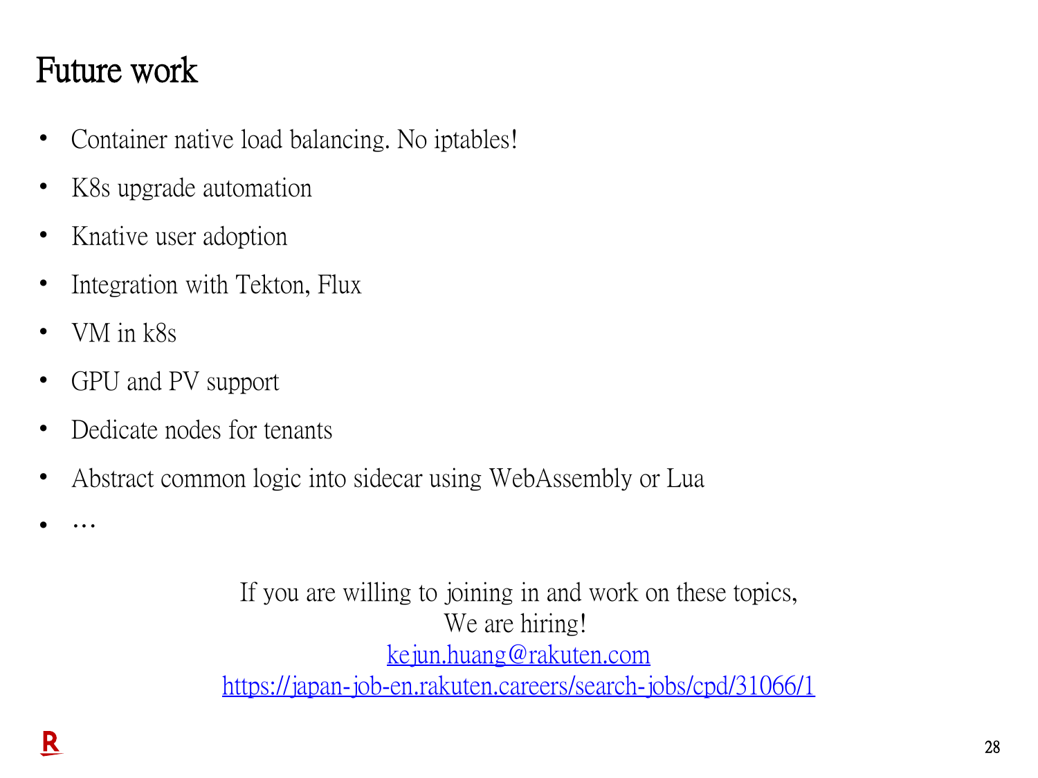# Future work

- Container native load balancing. No iptables!
- K8s upgrade automation
- Knative user adoption
- Integration with Tekton, Flux
- VM in k8s
- GPU and PV support
- Dedicate nodes for tenants
- Abstract common logic into sidecar using WebAssembly or Lua
- …

If you are willing to joining in and work on these topics,
We are hiring!
kejun.huang@rakuten.com
https://japan-job-en.rakuten.careers/search-jobs/cpd/31066/1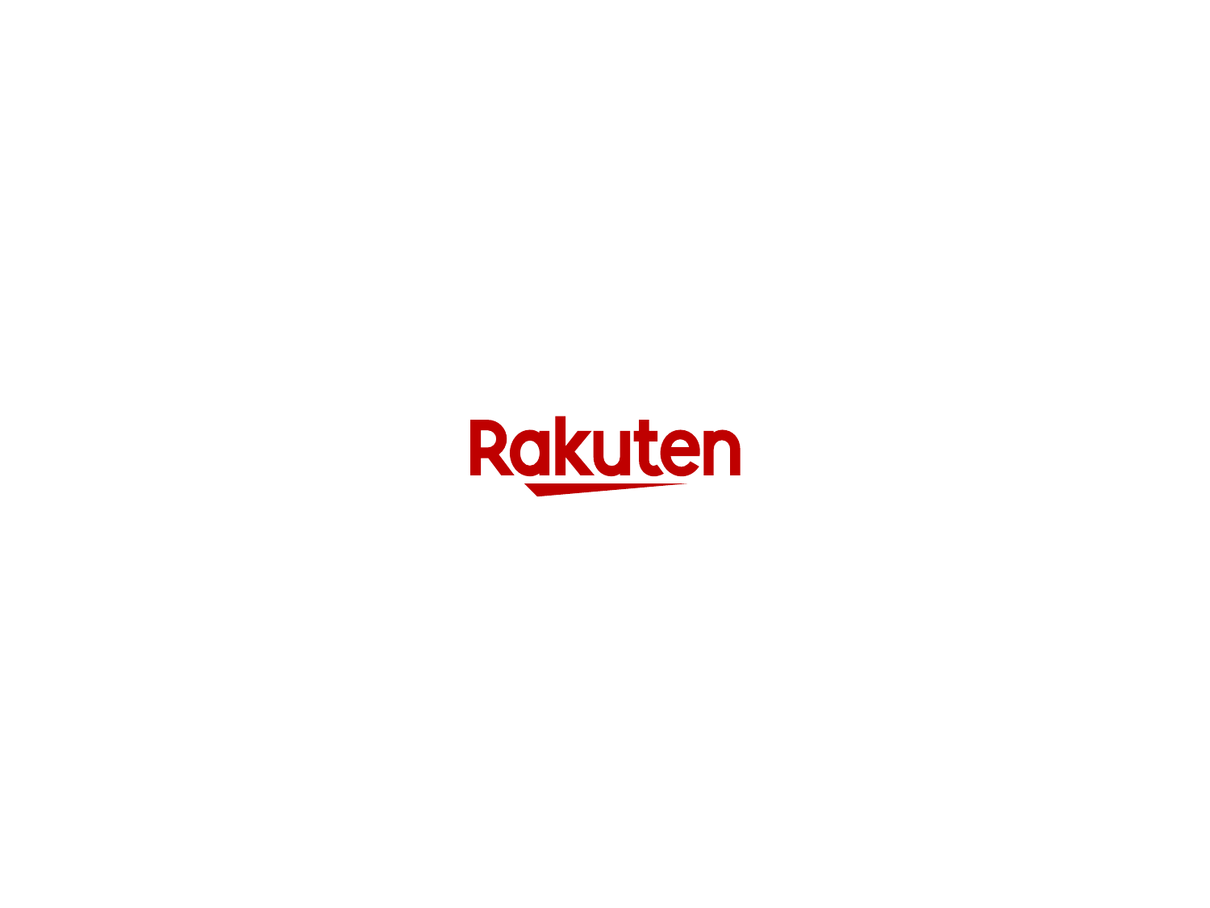Rakuten